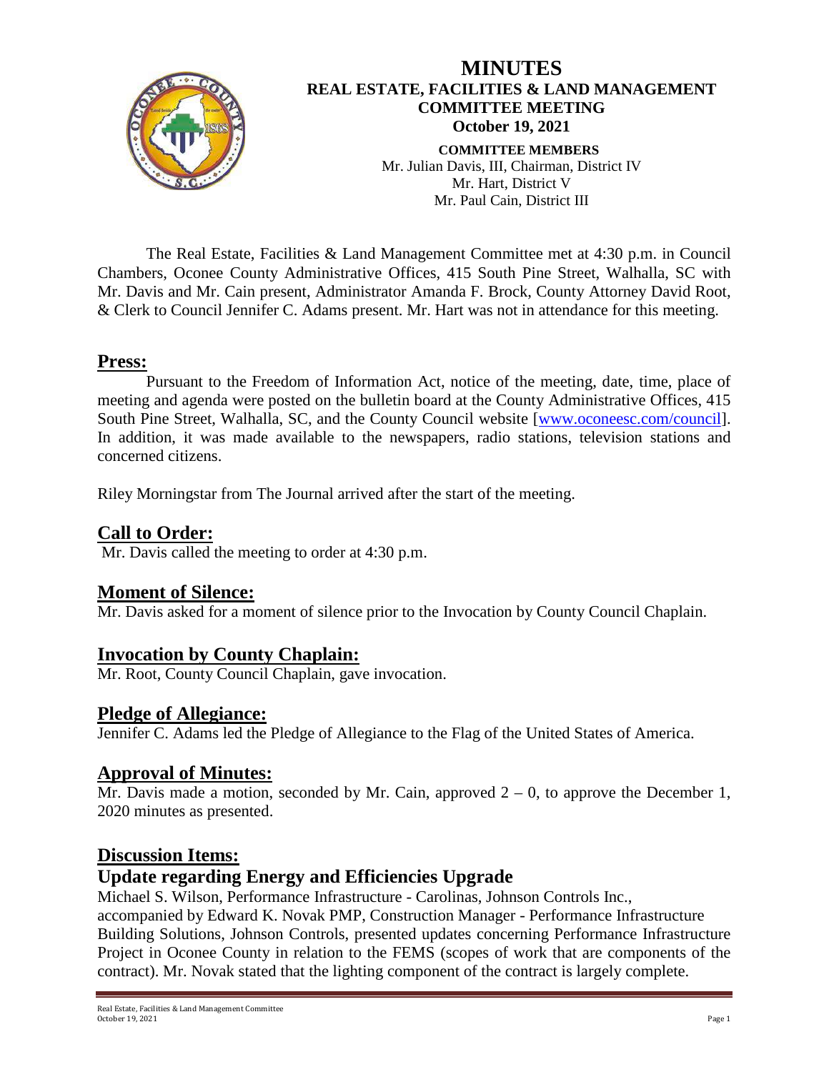# MINUTES

## REAL ESTATE, FACILITIES & LAND MANAGEMENT COMMITTEE MEETING

**October 19, 2021**

**COMMITTEE MEMBERS**
Mr. Julian Davis, III, Chairman, District IV
Mr. Hart, District V
Mr. Paul Cain, District III

The Real Estate, Facilities & Land Management Committee met at 4:30 p.m. in Council Chambers, Oconee County Administrative Offices, 415 South Pine Street, Walhalla, SC with Mr. Davis and Mr. Cain present, Administrator Amanda F. Brock, County Attorney David Root, & Clerk to Council Jennifer C. Adams present. Mr. Hart was not in attendance for this meeting.

## Press:

Pursuant to the Freedom of Information Act, notice of the meeting, date, time, place of meeting and agenda were posted on the bulletin board at the County Administrative Offices, 415 South Pine Street, Walhalla, SC, and the County Council website [www.oconeesc.com/council]. In addition, it was made available to the newspapers, radio stations, television stations and concerned citizens.

Riley Morningstar from The Journal arrived after the start of the meeting.

## Call to Order:

Mr. Davis called the meeting to order at 4:30 p.m.

## Moment of Silence:

Mr. Davis asked for a moment of silence prior to the Invocation by County Council Chaplain.

## Invocation by County Chaplain:

Mr. Root, County Council Chaplain, gave invocation.

## Pledge of Allegiance:

Jennifer C. Adams led the Pledge of Allegiance to the Flag of the United States of America.

## Approval of Minutes:

Mr. Davis made a motion, seconded by Mr. Cain, approved 2 – 0, to approve the December 1, 2020 minutes as presented.

## Discussion Items:

### Update regarding Energy and Efficiencies Upgrade

Michael S. Wilson, Performance Infrastructure - Carolinas, Johnson Controls Inc., accompanied by Edward K. Novak PMP, Construction Manager - Performance Infrastructure Building Solutions, Johnson Controls, presented updates concerning Performance Infrastructure Project in Oconee County in relation to the FEMS (scopes of work that are components of the contract). Mr. Novak stated that the lighting component of the contract is largely complete.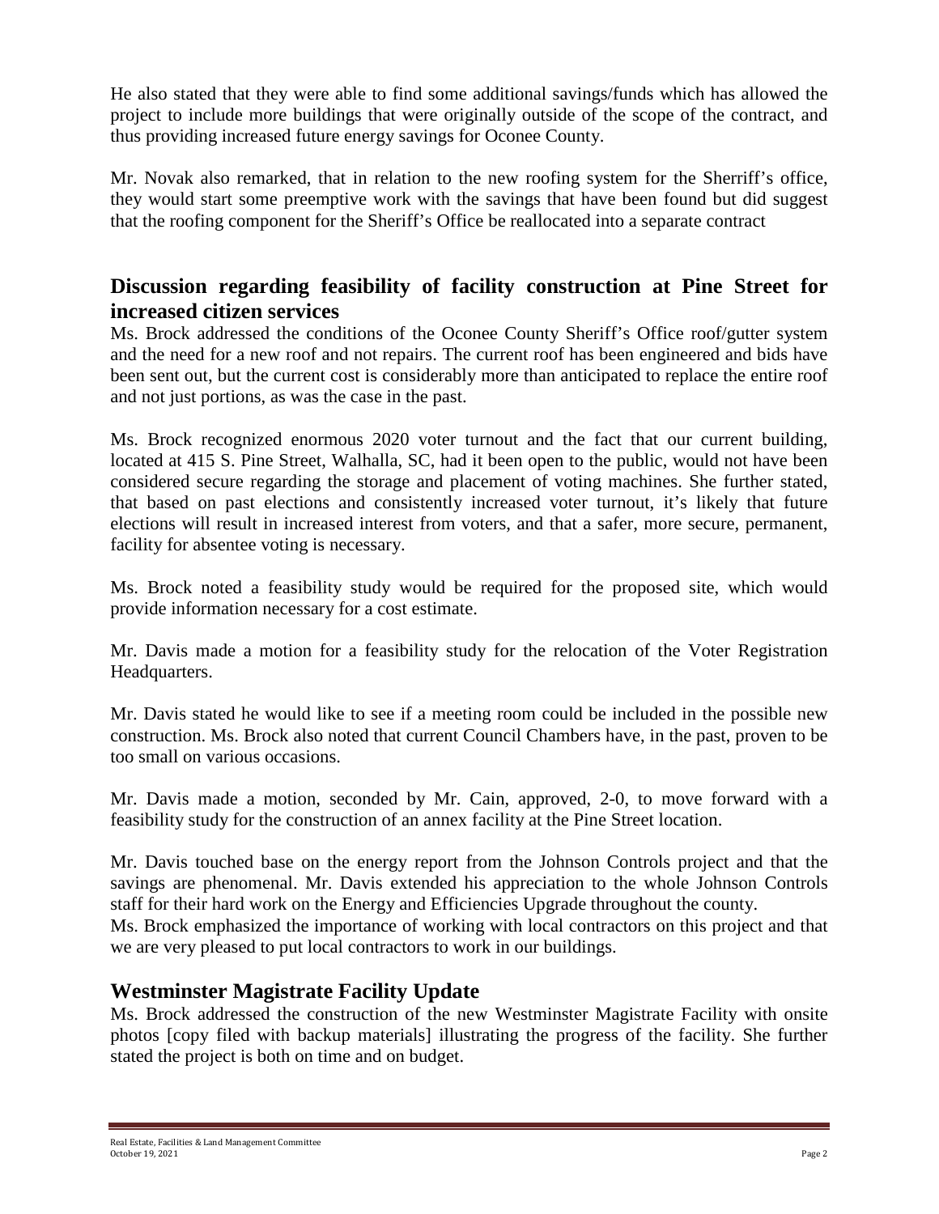He also stated that they were able to find some additional savings/funds which has allowed the project to include more buildings that were originally outside of the scope of the contract, and thus providing increased future energy savings for Oconee County.

Mr. Novak also remarked, that in relation to the new roofing system for the Sherriff's office, they would start some preemptive work with the savings that have been found but did suggest that the roofing component for the Sheriff's Office be reallocated into a separate contract

## Discussion regarding feasibility of facility construction at Pine Street for increased citizen services

Ms. Brock addressed the conditions of the Oconee County Sheriff's Office roof/gutter system and the need for a new roof and not repairs. The current roof has been engineered and bids have been sent out, but the current cost is considerably more than anticipated to replace the entire roof and not just portions, as was the case in the past.

Ms. Brock recognized enormous 2020 voter turnout and the fact that our current building, located at 415 S. Pine Street, Walhalla, SC, had it been open to the public, would not have been considered secure regarding the storage and placement of voting machines. She further stated, that based on past elections and consistently increased voter turnout, it's likely that future elections will result in increased interest from voters, and that a safer, more secure, permanent, facility for absentee voting is necessary.

Ms. Brock noted a feasibility study would be required for the proposed site, which would provide information necessary for a cost estimate.

Mr. Davis made a motion for a feasibility study for the relocation of the Voter Registration Headquarters.

Mr. Davis stated he would like to see if a meeting room could be included in the possible new construction. Ms. Brock also noted that current Council Chambers have, in the past, proven to be too small on various occasions.

Mr. Davis made a motion, seconded by Mr. Cain, approved, 2-0, to move forward with a feasibility study for the construction of an annex facility at the Pine Street location.

Mr. Davis touched base on the energy report from the Johnson Controls project and that the savings are phenomenal. Mr. Davis extended his appreciation to the whole Johnson Controls staff for their hard work on the Energy and Efficiencies Upgrade throughout the county.
Ms. Brock emphasized the importance of working with local contractors on this project and that we are very pleased to put local contractors to work in our buildings.

## Westminster Magistrate Facility Update

Ms. Brock addressed the construction of the new Westminster Magistrate Facility with onsite photos [copy filed with backup materials] illustrating the progress of the facility. She further stated the project is both on time and on budget.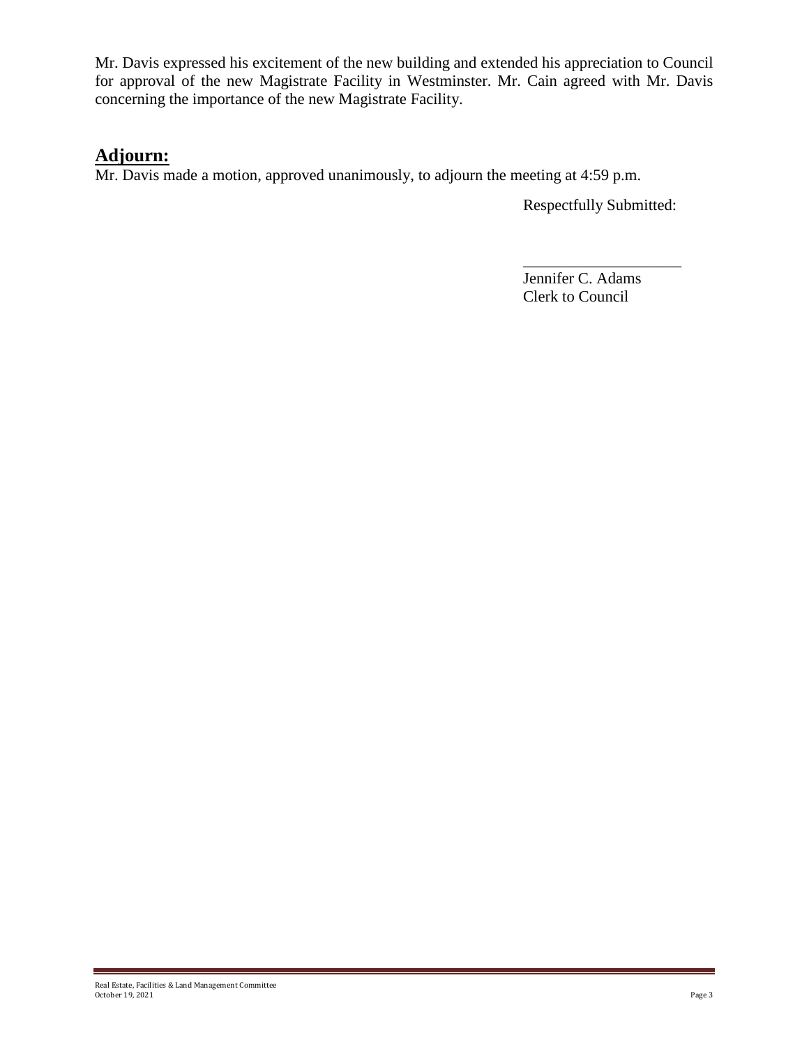Mr. Davis expressed his excitement of the new building and extended his appreciation to Council for approval of the new Magistrate Facility in Westminster. Mr. Cain agreed with Mr. Davis concerning the importance of the new Magistrate Facility.

## Adjourn:

Mr. Davis made a motion, approved unanimously, to adjourn the meeting at 4:59 p.m.

Respectfully Submitted:

____________________

Jennifer C. Adams
Clerk to Council